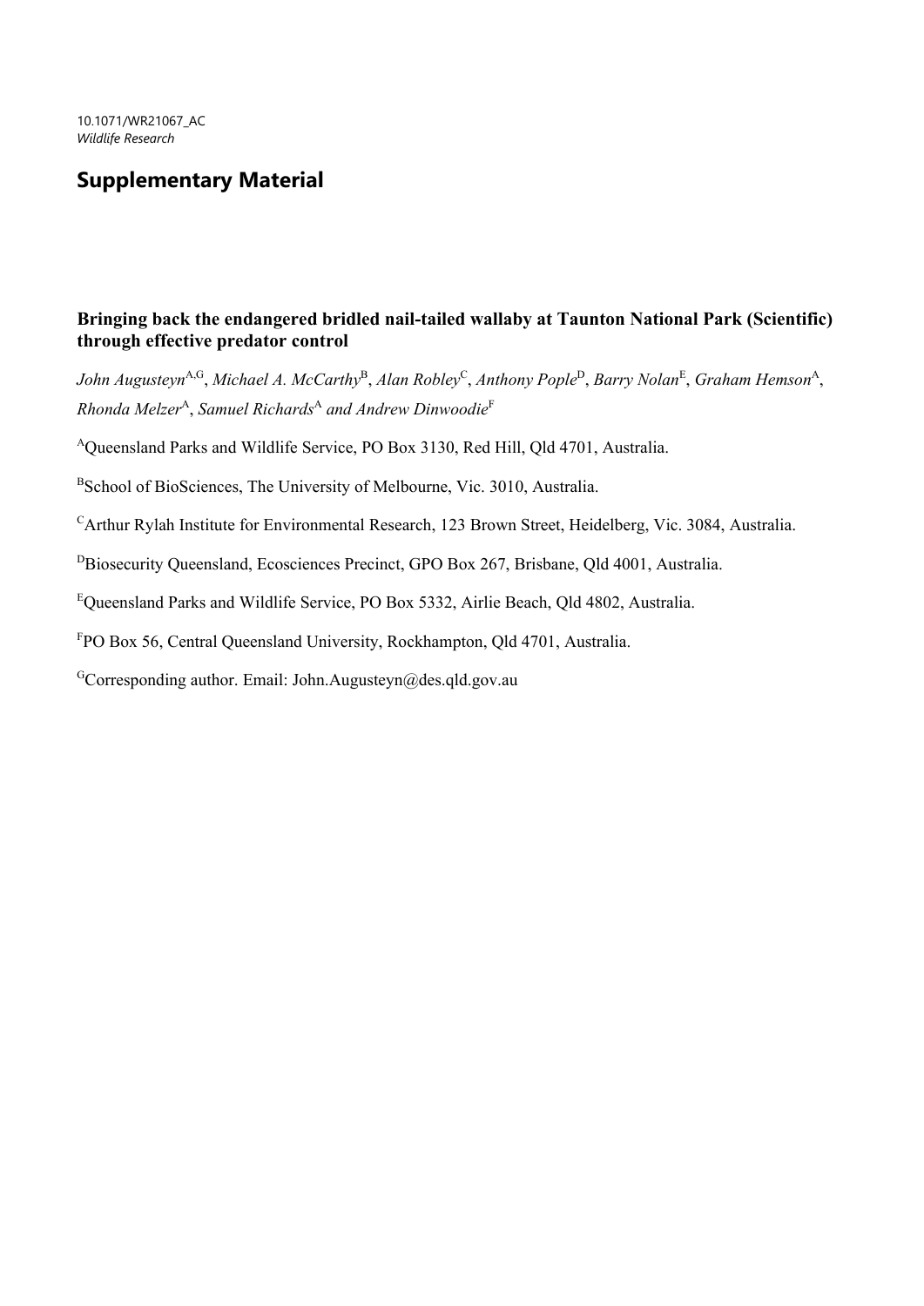10.1071/WR21067_AC
*Wildlife Research*

# Supplementary Material

**Bringing back the endangered bridled nail-tailed wallaby at Taunton National Park (Scientific) through effective predator control**

*John Augusteyn*[A,G], *Michael A. McCarthy*[B], *Alan Robley*[C], *Anthony Pople*[D], *Barry Nolan*[E], *Graham Hemson*[A], *Rhonda Melzer*[A], *Samuel Richards*[A] *and Andrew Dinwoodie*[F]

[A]Queensland Parks and Wildlife Service, PO Box 3130, Red Hill, Qld 4701, Australia.

[B]School of BioSciences, The University of Melbourne, Vic. 3010, Australia.

[C]Arthur Rylah Institute for Environmental Research, 123 Brown Street, Heidelberg, Vic. 3084, Australia.

[D]Biosecurity Queensland, Ecosciences Precinct, GPO Box 267, Brisbane, Qld 4001, Australia.

[E]Queensland Parks and Wildlife Service, PO Box 5332, Airlie Beach, Qld 4802, Australia.

[F]PO Box 56, Central Queensland University, Rockhampton, Qld 4701, Australia.

[G]Corresponding author. Email: John.Augusteyn@des.qld.gov.au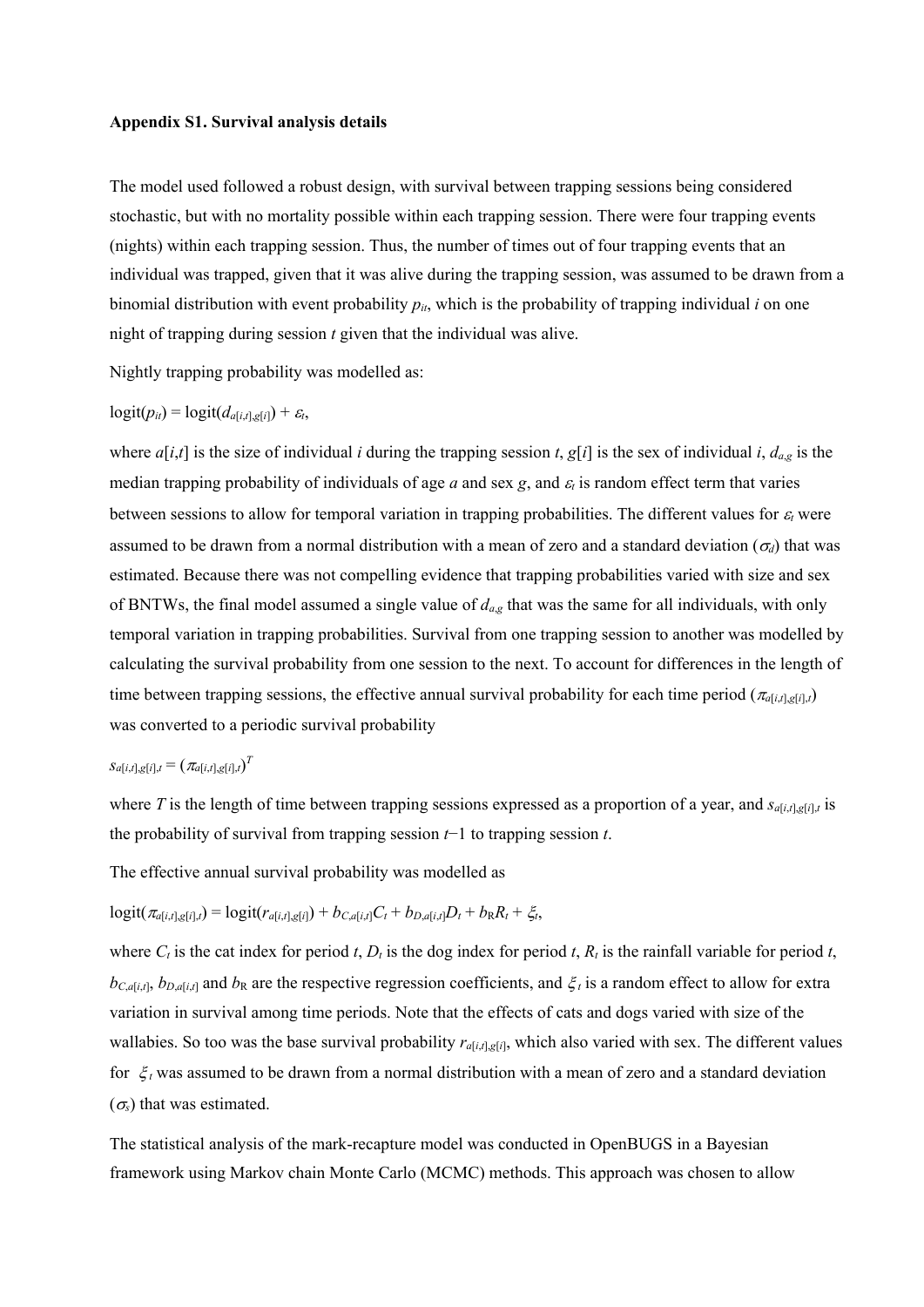**Appendix S1. Survival analysis details**

The model used followed a robust design, with survival between trapping sessions being considered stochastic, but with no mortality possible within each trapping session. There were four trapping events (nights) within each trapping session. Thus, the number of times out of four trapping events that an individual was trapped, given that it was alive during the trapping session, was assumed to be drawn from a binomial distribution with event probability $p_{it}$, which is the probability of trapping individual $i$ on one night of trapping during session $t$ given that the individual was alive.

Nightly trapping probability was modelled as:

$$\text{logit}(p_{it}) = \text{logit}(d_{a[i,t],g[i]}) + \varepsilon_t,$$

where $a[i,t]$ is the size of individual $i$ during the trapping session $t$, $g[i]$ is the sex of individual $i$, $d_{a,g}$ is the median trapping probability of individuals of age $a$ and sex $g$, and $\varepsilon_t$ is random effect term that varies between sessions to allow for temporal variation in trapping probabilities. The different values for $\varepsilon_t$ were assumed to be drawn from a normal distribution with a mean of zero and a standard deviation ($\sigma_d$) that was estimated. Because there was not compelling evidence that trapping probabilities varied with size and sex of BNTWs, the final model assumed a single value of $d_{a,g}$ that was the same for all individuals, with only temporal variation in trapping probabilities. Survival from one trapping session to another was modelled by calculating the survival probability from one session to the next. To account for differences in the length of time between trapping sessions, the effective annual survival probability for each time period ($\pi_{a[i,t],g[i],t}$) was converted to a periodic survival probability

$$s_{a[i,t],g[i],t} = (\pi_{a[i,t],g[i],t})^T$$

where $T$ is the length of time between trapping sessions expressed as a proportion of a year, and $s_{a[i,t],g[i],t}$ is the probability of survival from trapping session $t-1$ to trapping session $t$.

The effective annual survival probability was modelled as

$$\text{logit}(\pi_{a[i,t],g[i],t}) = \text{logit}(r_{a[i,t],g[i]}) + b_{C,a[i,t]}C_t + b_{D,a[i,t]}D_t + b_R R_t + \xi_t,$$

where $C_t$ is the cat index for period $t$, $D_t$ is the dog index for period $t$, $R_t$ is the rainfall variable for period $t$, $b_{C,a[i,t]}$, $b_{D,a[i,t]}$ and $b_R$ are the respective regression coefficients, and $\xi_t$ is a random effect to allow for extra variation in survival among time periods. Note that the effects of cats and dogs varied with size of the wallabies. So too was the base survival probability $r_{a[i,t],g[i]}$, which also varied with sex. The different values for $\xi_t$ was assumed to be drawn from a normal distribution with a mean of zero and a standard deviation ($\sigma_s$) that was estimated.

The statistical analysis of the mark-recapture model was conducted in OpenBUGS in a Bayesian framework using Markov chain Monte Carlo (MCMC) methods. This approach was chosen to allow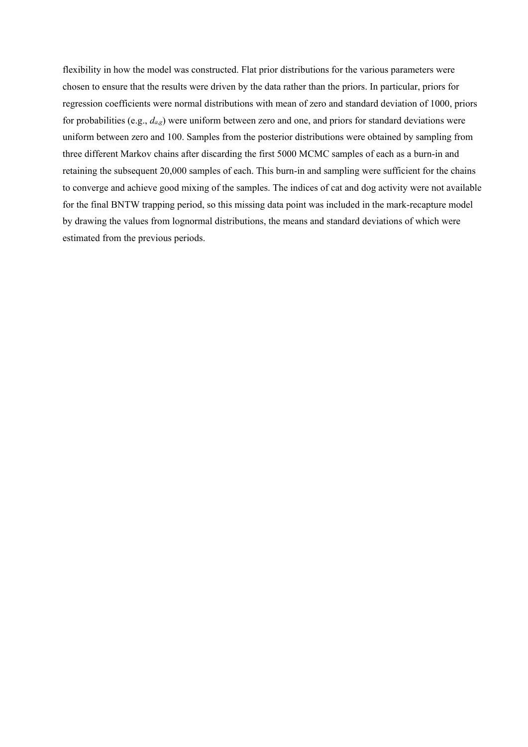flexibility in how the model was constructed. Flat prior distributions for the various parameters were chosen to ensure that the results were driven by the data rather than the priors. In particular, priors for regression coefficients were normal distributions with mean of zero and standard deviation of 1000, priors for probabilities (e.g., $d_{a,g}$) were uniform between zero and one, and priors for standard deviations were uniform between zero and 100. Samples from the posterior distributions were obtained by sampling from three different Markov chains after discarding the first 5000 MCMC samples of each as a burn-in and retaining the subsequent 20,000 samples of each. This burn-in and sampling were sufficient for the chains to converge and achieve good mixing of the samples. The indices of cat and dog activity were not available for the final BNTW trapping period, so this missing data point was included in the mark-recapture model by drawing the values from lognormal distributions, the means and standard deviations of which were estimated from the previous periods.